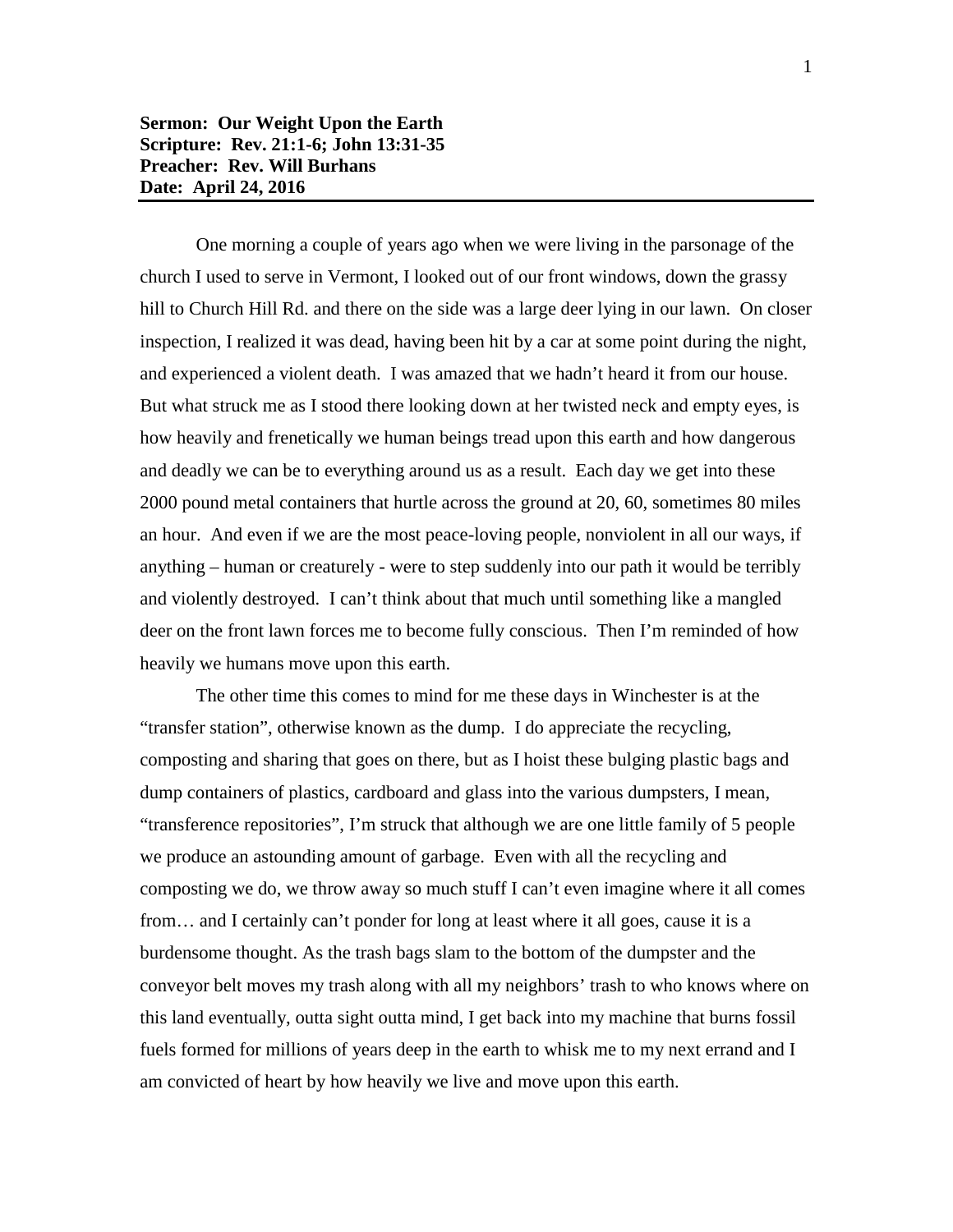**Sermon: Our Weight Upon the Earth**
**Scripture: Rev. 21:1-6; John 13:31-35**
**Preacher: Rev. Will Burhans**
**Date: April 24, 2016**

---

One morning a couple of years ago when we were living in the parsonage of the church I used to serve in Vermont, I looked out of our front windows, down the grassy hill to Church Hill Rd. and there on the side was a large deer lying in our lawn. On closer inspection, I realized it was dead, having been hit by a car at some point during the night, and experienced a violent death. I was amazed that we hadn't heard it from our house. But what struck me as I stood there looking down at her twisted neck and empty eyes, is how heavily and frenetically we human beings tread upon this earth and how dangerous and deadly we can be to everything around us as a result. Each day we get into these 2000 pound metal containers that hurtle across the ground at 20, 60, sometimes 80 miles an hour. And even if we are the most peace-loving people, nonviolent in all our ways, if anything – human or creaturely - were to step suddenly into our path it would be terribly and violently destroyed. I can't think about that much until something like a mangled deer on the front lawn forces me to become fully conscious. Then I'm reminded of how heavily we humans move upon this earth.

The other time this comes to mind for me these days in Winchester is at the "transfer station", otherwise known as the dump. I do appreciate the recycling, composting and sharing that goes on there, but as I hoist these bulging plastic bags and dump containers of plastics, cardboard and glass into the various dumpsters, I mean, "transference repositories", I'm struck that although we are one little family of 5 people we produce an astounding amount of garbage. Even with all the recycling and composting we do, we throw away so much stuff I can't even imagine where it all comes from… and I certainly can't ponder for long at least where it all goes, cause it is a burdensome thought. As the trash bags slam to the bottom of the dumpster and the conveyor belt moves my trash along with all my neighbors' trash to who knows where on this land eventually, outta sight outta mind, I get back into my machine that burns fossil fuels formed for millions of years deep in the earth to whisk me to my next errand and I am convicted of heart by how heavily we live and move upon this earth.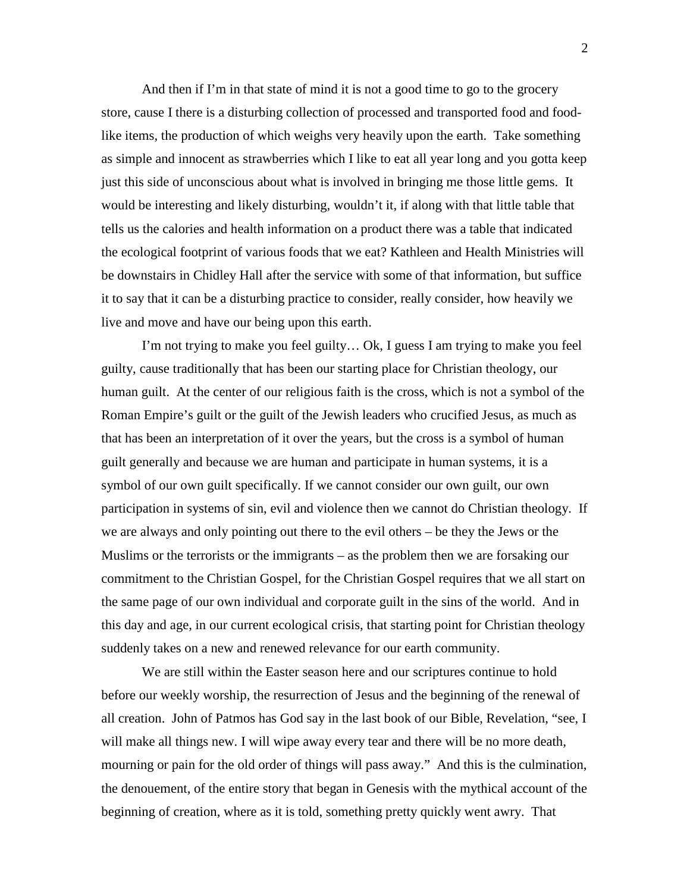And then if I'm in that state of mind it is not a good time to go to the grocery store, cause I there is a disturbing collection of processed and transported food and food-like items, the production of which weighs very heavily upon the earth. Take something as simple and innocent as strawberries which I like to eat all year long and you gotta keep just this side of unconscious about what is involved in bringing me those little gems. It would be interesting and likely disturbing, wouldn't it, if along with that little table that tells us the calories and health information on a product there was a table that indicated the ecological footprint of various foods that we eat? Kathleen and Health Ministries will be downstairs in Chidley Hall after the service with some of that information, but suffice it to say that it can be a disturbing practice to consider, really consider, how heavily we live and move and have our being upon this earth.

I'm not trying to make you feel guilty… Ok, I guess I am trying to make you feel guilty, cause traditionally that has been our starting place for Christian theology, our human guilt. At the center of our religious faith is the cross, which is not a symbol of the Roman Empire's guilt or the guilt of the Jewish leaders who crucified Jesus, as much as that has been an interpretation of it over the years, but the cross is a symbol of human guilt generally and because we are human and participate in human systems, it is a symbol of our own guilt specifically. If we cannot consider our own guilt, our own participation in systems of sin, evil and violence then we cannot do Christian theology. If we are always and only pointing out there to the evil others – be they the Jews or the Muslims or the terrorists or the immigrants – as the problem then we are forsaking our commitment to the Christian Gospel, for the Christian Gospel requires that we all start on the same page of our own individual and corporate guilt in the sins of the world. And in this day and age, in our current ecological crisis, that starting point for Christian theology suddenly takes on a new and renewed relevance for our earth community.

We are still within the Easter season here and our scriptures continue to hold before our weekly worship, the resurrection of Jesus and the beginning of the renewal of all creation. John of Patmos has God say in the last book of our Bible, Revelation, "see, I will make all things new. I will wipe away every tear and there will be no more death, mourning or pain for the old order of things will pass away." And this is the culmination, the denouement, of the entire story that began in Genesis with the mythical account of the beginning of creation, where as it is told, something pretty quickly went awry. That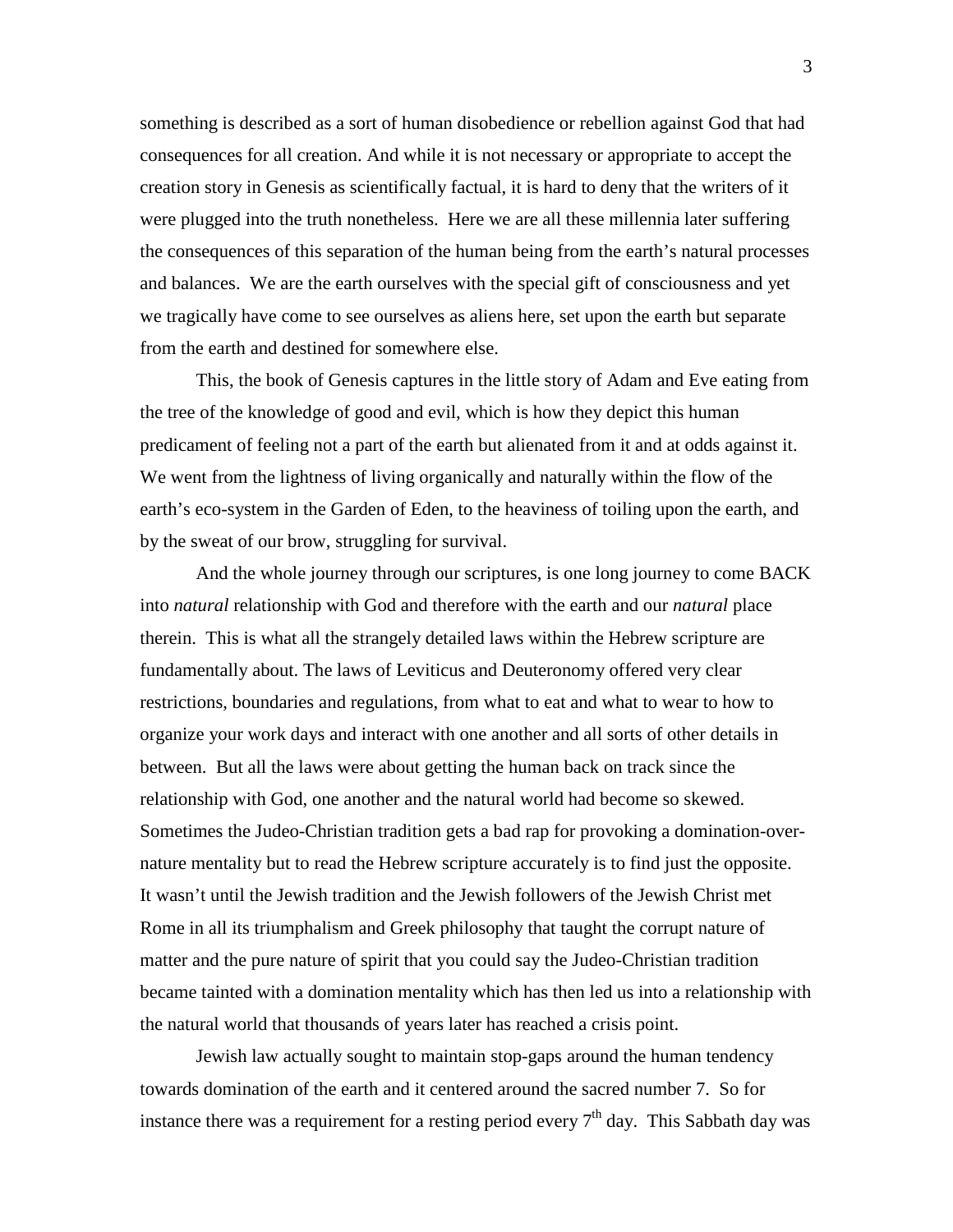something is described as a sort of human disobedience or rebellion against God that had consequences for all creation. And while it is not necessary or appropriate to accept the creation story in Genesis as scientifically factual, it is hard to deny that the writers of it were plugged into the truth nonetheless. Here we are all these millennia later suffering the consequences of this separation of the human being from the earth's natural processes and balances. We are the earth ourselves with the special gift of consciousness and yet we tragically have come to see ourselves as aliens here, set upon the earth but separate from the earth and destined for somewhere else.

This, the book of Genesis captures in the little story of Adam and Eve eating from the tree of the knowledge of good and evil, which is how they depict this human predicament of feeling not a part of the earth but alienated from it and at odds against it. We went from the lightness of living organically and naturally within the flow of the earth's eco-system in the Garden of Eden, to the heaviness of toiling upon the earth, and by the sweat of our brow, struggling for survival.

And the whole journey through our scriptures, is one long journey to come BACK into *natural* relationship with God and therefore with the earth and our *natural* place therein. This is what all the strangely detailed laws within the Hebrew scripture are fundamentally about. The laws of Leviticus and Deuteronomy offered very clear restrictions, boundaries and regulations, from what to eat and what to wear to how to organize your work days and interact with one another and all sorts of other details in between. But all the laws were about getting the human back on track since the relationship with God, one another and the natural world had become so skewed. Sometimes the Judeo-Christian tradition gets a bad rap for provoking a domination-over-nature mentality but to read the Hebrew scripture accurately is to find just the opposite. It wasn't until the Jewish tradition and the Jewish followers of the Jewish Christ met Rome in all its triumphalism and Greek philosophy that taught the corrupt nature of matter and the pure nature of spirit that you could say the Judeo-Christian tradition became tainted with a domination mentality which has then led us into a relationship with the natural world that thousands of years later has reached a crisis point.

Jewish law actually sought to maintain stop-gaps around the human tendency towards domination of the earth and it centered around the sacred number 7. So for instance there was a requirement for a resting period every 7th day. This Sabbath day was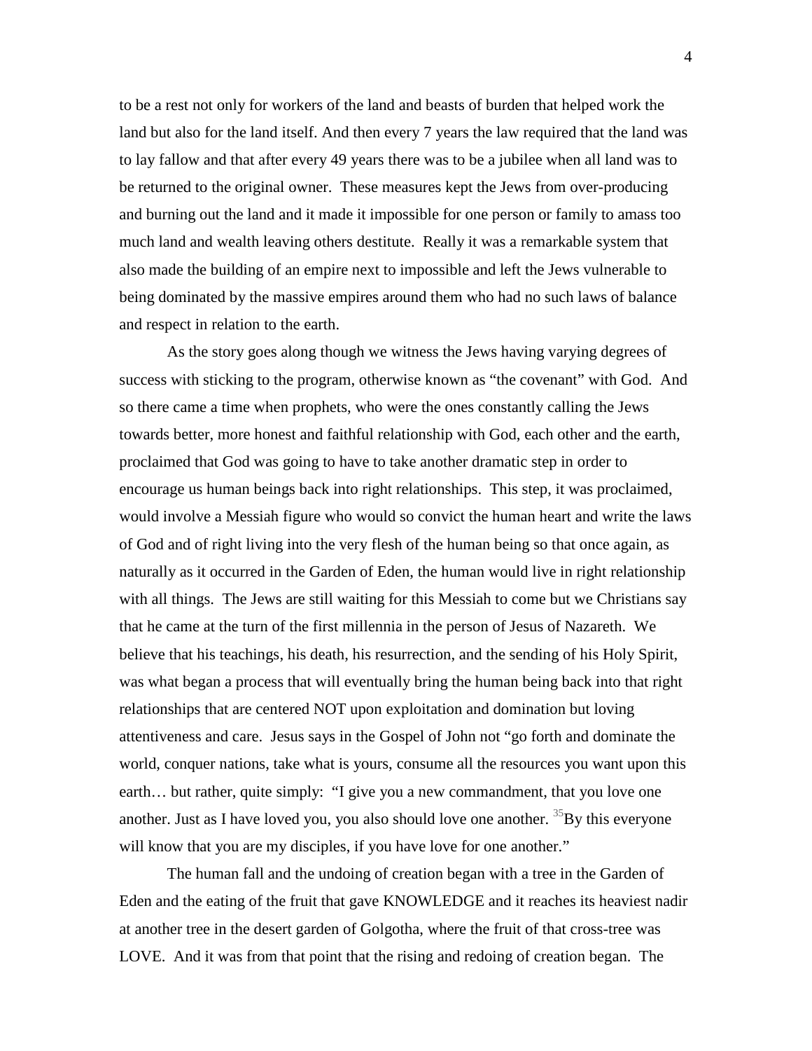to be a rest not only for workers of the land and beasts of burden that helped work the land but also for the land itself. And then every 7 years the law required that the land was to lay fallow and that after every 49 years there was to be a jubilee when all land was to be returned to the original owner. These measures kept the Jews from over-producing and burning out the land and it made it impossible for one person or family to amass too much land and wealth leaving others destitute. Really it was a remarkable system that also made the building of an empire next to impossible and left the Jews vulnerable to being dominated by the massive empires around them who had no such laws of balance and respect in relation to the earth.

As the story goes along though we witness the Jews having varying degrees of success with sticking to the program, otherwise known as "the covenant" with God. And so there came a time when prophets, who were the ones constantly calling the Jews towards better, more honest and faithful relationship with God, each other and the earth, proclaimed that God was going to have to take another dramatic step in order to encourage us human beings back into right relationships. This step, it was proclaimed, would involve a Messiah figure who would so convict the human heart and write the laws of God and of right living into the very flesh of the human being so that once again, as naturally as it occurred in the Garden of Eden, the human would live in right relationship with all things. The Jews are still waiting for this Messiah to come but we Christians say that he came at the turn of the first millennia in the person of Jesus of Nazareth. We believe that his teachings, his death, his resurrection, and the sending of his Holy Spirit, was what began a process that will eventually bring the human being back into that right relationships that are centered NOT upon exploitation and domination but loving attentiveness and care. Jesus says in the Gospel of John not "go forth and dominate the world, conquer nations, take what is yours, consume all the resources you want upon this earth… but rather, quite simply: "I give you a new commandment, that you love one another. Just as I have loved you, you also should love one another. [35]By this everyone will know that you are my disciples, if you have love for one another."

The human fall and the undoing of creation began with a tree in the Garden of Eden and the eating of the fruit that gave KNOWLEDGE and it reaches its heaviest nadir at another tree in the desert garden of Golgotha, where the fruit of that cross-tree was LOVE. And it was from that point that the rising and redoing of creation began. The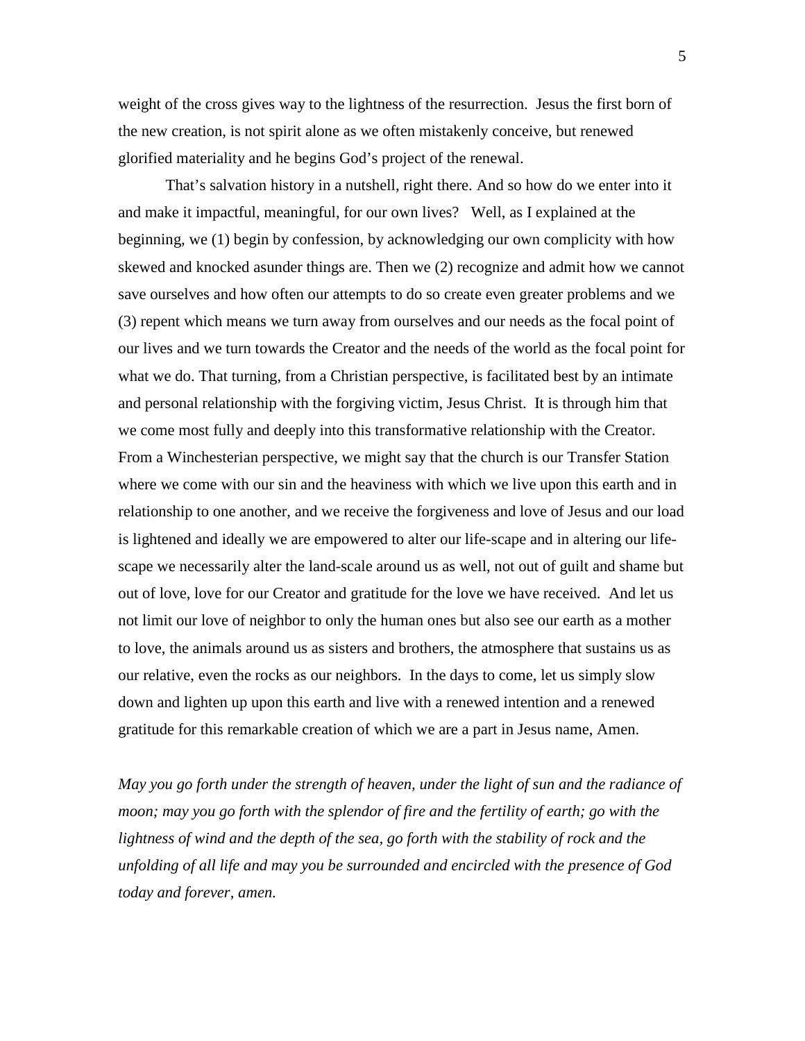weight of the cross gives way to the lightness of the resurrection. Jesus the first born of the new creation, is not spirit alone as we often mistakenly conceive, but renewed glorified materiality and he begins God's project of the renewal.

That's salvation history in a nutshell, right there. And so how do we enter into it and make it impactful, meaningful, for our own lives? Well, as I explained at the beginning, we (1) begin by confession, by acknowledging our own complicity with how skewed and knocked asunder things are. Then we (2) recognize and admit how we cannot save ourselves and how often our attempts to do so create even greater problems and we (3) repent which means we turn away from ourselves and our needs as the focal point of our lives and we turn towards the Creator and the needs of the world as the focal point for what we do. That turning, from a Christian perspective, is facilitated best by an intimate and personal relationship with the forgiving victim, Jesus Christ. It is through him that we come most fully and deeply into this transformative relationship with the Creator. From a Winchesterian perspective, we might say that the church is our Transfer Station where we come with our sin and the heaviness with which we live upon this earth and in relationship to one another, and we receive the forgiveness and love of Jesus and our load is lightened and ideally we are empowered to alter our life-scape and in altering our life-scape we necessarily alter the land-scale around us as well, not out of guilt and shame but out of love, love for our Creator and gratitude for the love we have received. And let us not limit our love of neighbor to only the human ones but also see our earth as a mother to love, the animals around us as sisters and brothers, the atmosphere that sustains us as our relative, even the rocks as our neighbors. In the days to come, let us simply slow down and lighten up upon this earth and live with a renewed intention and a renewed gratitude for this remarkable creation of which we are a part in Jesus name, Amen.

*May you go forth under the strength of heaven, under the light of sun and the radiance of moon; may you go forth with the splendor of fire and the fertility of earth; go with the lightness of wind and the depth of the sea, go forth with the stability of rock and the unfolding of all life and may you be surrounded and encircled with the presence of God today and forever, amen.*